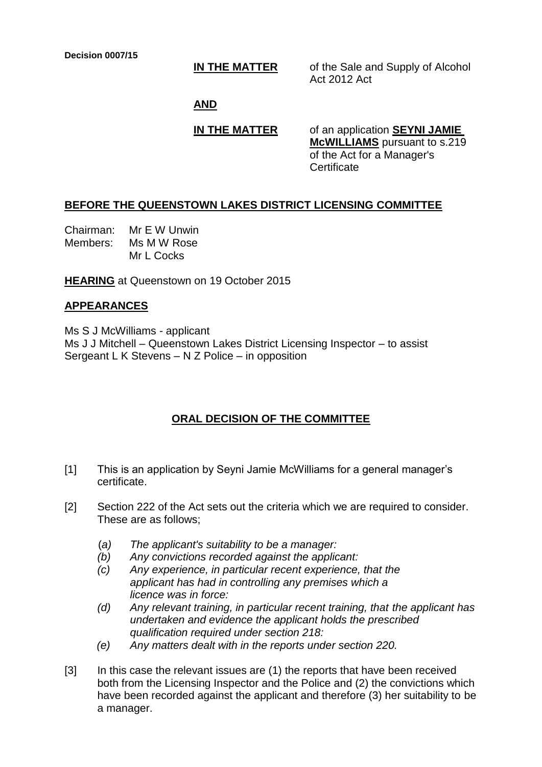**Decision 0007/15**

**IN THE MATTER** of the Sale and Supply of Alcohol Act 2012 Act

**AND**

**IN THE MATTER** of an application **SEYNI JAMIE McWILLIAMS** pursuant to s.219 of the Act for a Manager's Certificate

## BEFORE THE QUEENSTOWN LAKES DISTRICT LICENSING COMMITTEE

Chairman: Mr E W Unwin
Members: Ms M W Rose
Mr L Cocks

**HEARING** at Queenstown on 19 October 2015

## APPEARANCES

Ms S J McWilliams - applicant
Ms J J Mitchell – Queenstown Lakes District Licensing Inspector – to assist
Sergeant L K Stevens – N Z Police – in opposition

## ORAL DECISION OF THE COMMITTEE

[1] This is an application by Seyni Jamie McWilliams for a general manager's certificate.

[2] Section 222 of the Act sets out the criteria which we are required to consider. These are as follows;

*(a) The applicant's suitability to be a manager:*
*(b) Any convictions recorded against the applicant:*
*(c) Any experience, in particular recent experience, that the applicant has had in controlling any premises which a licence was in force:*
*(d) Any relevant training, in particular recent training, that the applicant has undertaken and evidence the applicant holds the prescribed qualification required under section 218:*
*(e) Any matters dealt with in the reports under section 220.*

[3] In this case the relevant issues are (1) the reports that have been received both from the Licensing Inspector and the Police and (2) the convictions which have been recorded against the applicant and therefore (3) her suitability to be a manager.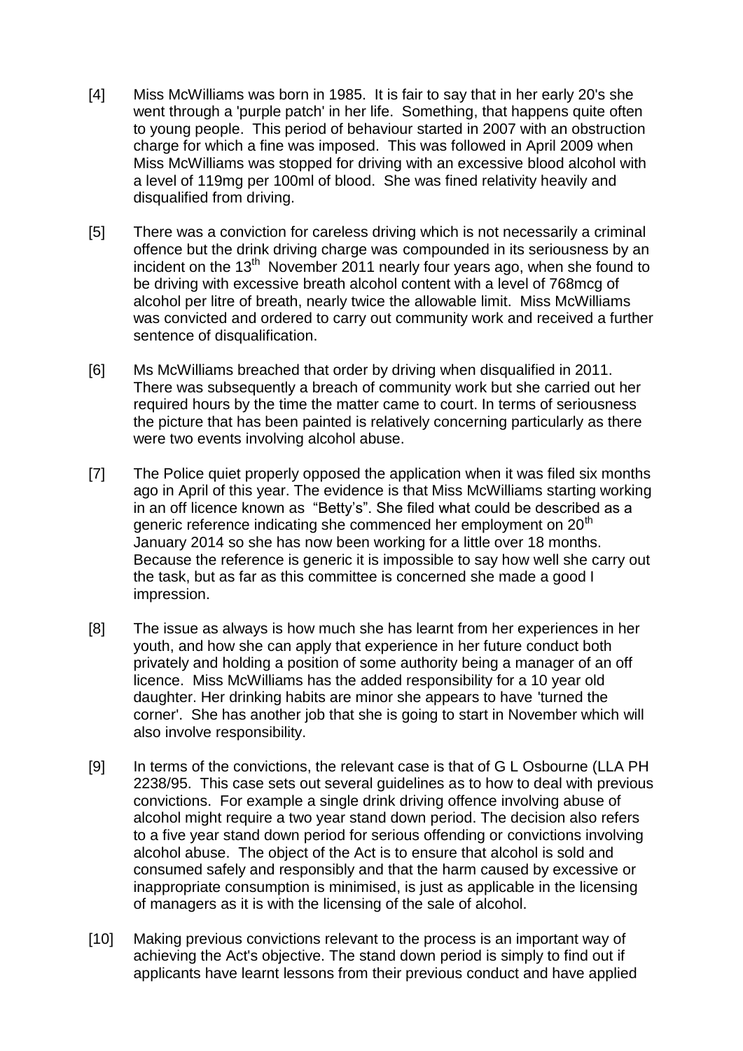[4] Miss McWilliams was born in 1985. It is fair to say that in her early 20's she went through a 'purple patch' in her life. Something, that happens quite often to young people. This period of behaviour started in 2007 with an obstruction charge for which a fine was imposed. This was followed in April 2009 when Miss McWilliams was stopped for driving with an excessive blood alcohol with a level of 119mg per 100ml of blood. She was fined relativity heavily and disqualified from driving.

[5] There was a conviction for careless driving which is not necessarily a criminal offence but the drink driving charge was compounded in its seriousness by an incident on the 13th November 2011 nearly four years ago, when she found to be driving with excessive breath alcohol content with a level of 768mcg of alcohol per litre of breath, nearly twice the allowable limit. Miss McWilliams was convicted and ordered to carry out community work and received a further sentence of disqualification.

[6] Ms McWilliams breached that order by driving when disqualified in 2011. There was subsequently a breach of community work but she carried out her required hours by the time the matter came to court. In terms of seriousness the picture that has been painted is relatively concerning particularly as there were two events involving alcohol abuse.

[7] The Police quiet properly opposed the application when it was filed six months ago in April of this year. The evidence is that Miss McWilliams starting working in an off licence known as "Betty's". She filed what could be described as a generic reference indicating she commenced her employment on 20th January 2014 so she has now been working for a little over 18 months. Because the reference is generic it is impossible to say how well she carry out the task, but as far as this committee is concerned she made a good I impression.

[8] The issue as always is how much she has learnt from her experiences in her youth, and how she can apply that experience in her future conduct both privately and holding a position of some authority being a manager of an off licence. Miss McWilliams has the added responsibility for a 10 year old daughter. Her drinking habits are minor she appears to have 'turned the corner'. She has another job that she is going to start in November which will also involve responsibility.

[9] In terms of the convictions, the relevant case is that of G L Osbourne (LLA PH 2238/95. This case sets out several guidelines as to how to deal with previous convictions. For example a single drink driving offence involving abuse of alcohol might require a two year stand down period. The decision also refers to a five year stand down period for serious offending or convictions involving alcohol abuse. The object of the Act is to ensure that alcohol is sold and consumed safely and responsibly and that the harm caused by excessive or inappropriate consumption is minimised, is just as applicable in the licensing of managers as it is with the licensing of the sale of alcohol.

[10] Making previous convictions relevant to the process is an important way of achieving the Act's objective. The stand down period is simply to find out if applicants have learnt lessons from their previous conduct and have applied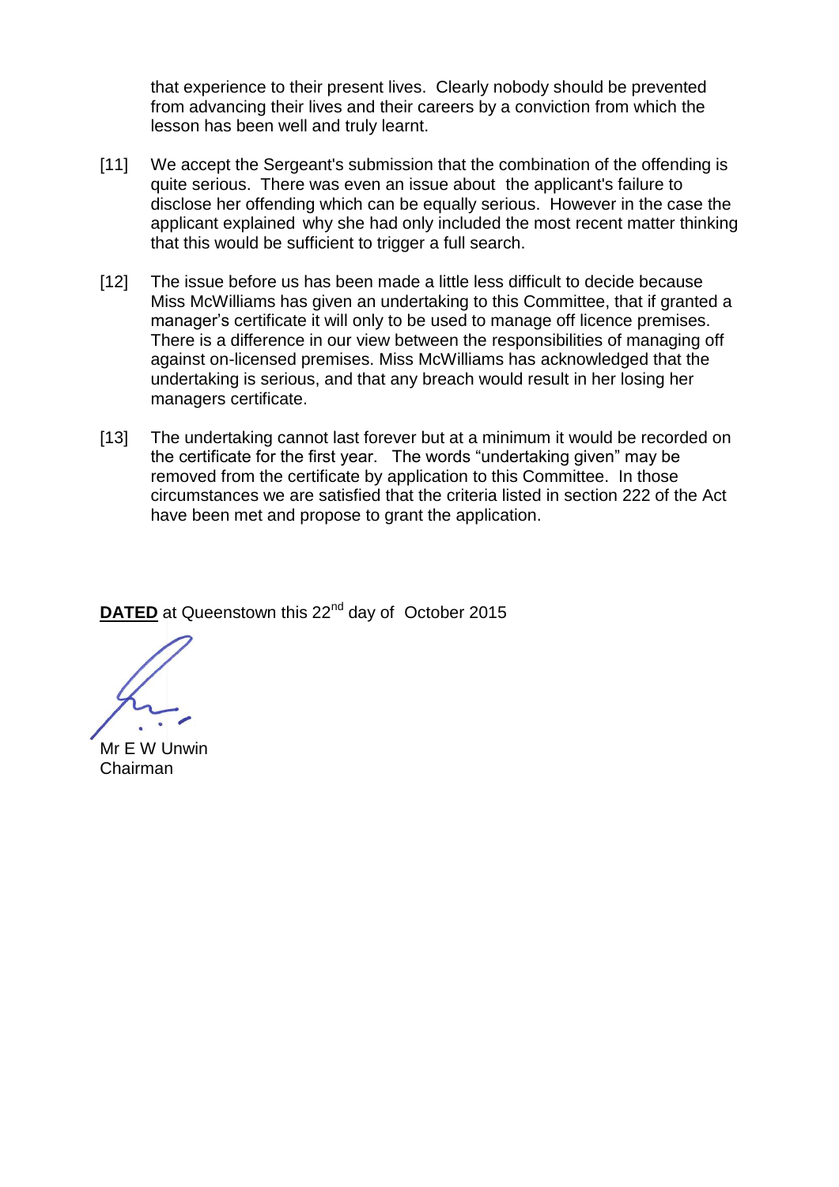that experience to their present lives. Clearly nobody should be prevented from advancing their lives and their careers by a conviction from which the lesson has been well and truly learnt.

[11] We accept the Sergeant's submission that the combination of the offending is quite serious. There was even an issue about the applicant's failure to disclose her offending which can be equally serious. However in the case the applicant explained why she had only included the most recent matter thinking that this would be sufficient to trigger a full search.

[12] The issue before us has been made a little less difficult to decide because Miss McWilliams has given an undertaking to this Committee, that if granted a manager's certificate it will only to be used to manage off licence premises. There is a difference in our view between the responsibilities of managing off against on-licensed premises. Miss McWilliams has acknowledged that the undertaking is serious, and that any breach would result in her losing her managers certificate.

[13] The undertaking cannot last forever but at a minimum it would be recorded on the certificate for the first year. The words "undertaking given" may be removed from the certificate by application to this Committee. In those circumstances we are satisfied that the criteria listed in section 222 of the Act have been met and propose to grant the application.

**DATED** at Queenstown this 22nd day of October 2015

Mr E W Unwin
Chairman